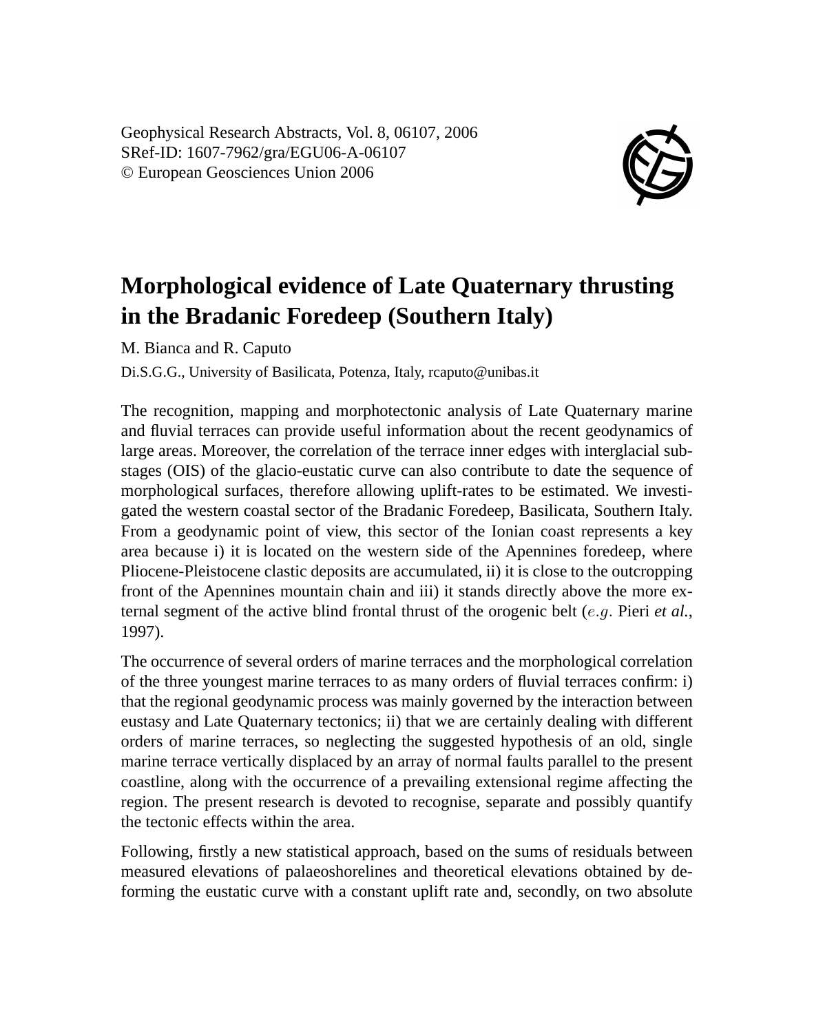Geophysical Research Abstracts, Vol. 8, 06107, 2006
SRef-ID: 1607-7962/gra/EGU06-A-06107
© European Geosciences Union 2006

# Morphological evidence of Late Quaternary thrusting in the Bradanic Foredeep (Southern Italy)

M. Bianca and R. Caputo

Di.S.G.G., University of Basilicata, Potenza, Italy, rcaputo@unibas.it

The recognition, mapping and morphotectonic analysis of Late Quaternary marine and fluvial terraces can provide useful information about the recent geodynamics of large areas. Moreover, the correlation of the terrace inner edges with interglacial substages (OIS) of the glacio-eustatic curve can also contribute to date the sequence of morphological surfaces, therefore allowing uplift-rates to be estimated. We investigated the western coastal sector of the Bradanic Foredeep, Basilicata, Southern Italy. From a geodynamic point of view, this sector of the Ionian coast represents a key area because i) it is located on the western side of the Apennines foredeep, where Pliocene-Pleistocene clastic deposits are accumulated, ii) it is close to the outcropping front of the Apennines mountain chain and iii) it stands directly above the more external segment of the active blind frontal thrust of the orogenic belt ($e.g.$ Pieri *et al.*, 1997).

The occurrence of several orders of marine terraces and the morphological correlation of the three youngest marine terraces to as many orders of fluvial terraces confirm: i) that the regional geodynamic process was mainly governed by the interaction between eustasy and Late Quaternary tectonics; ii) that we are certainly dealing with different orders of marine terraces, so neglecting the suggested hypothesis of an old, single marine terrace vertically displaced by an array of normal faults parallel to the present coastline, along with the occurrence of a prevailing extensional regime affecting the region. The present research is devoted to recognise, separate and possibly quantify the tectonic effects within the area.

Following, firstly a new statistical approach, based on the sums of residuals between measured elevations of palaeoshorelines and theoretical elevations obtained by deforming the eustatic curve with a constant uplift rate and, secondly, on two absolute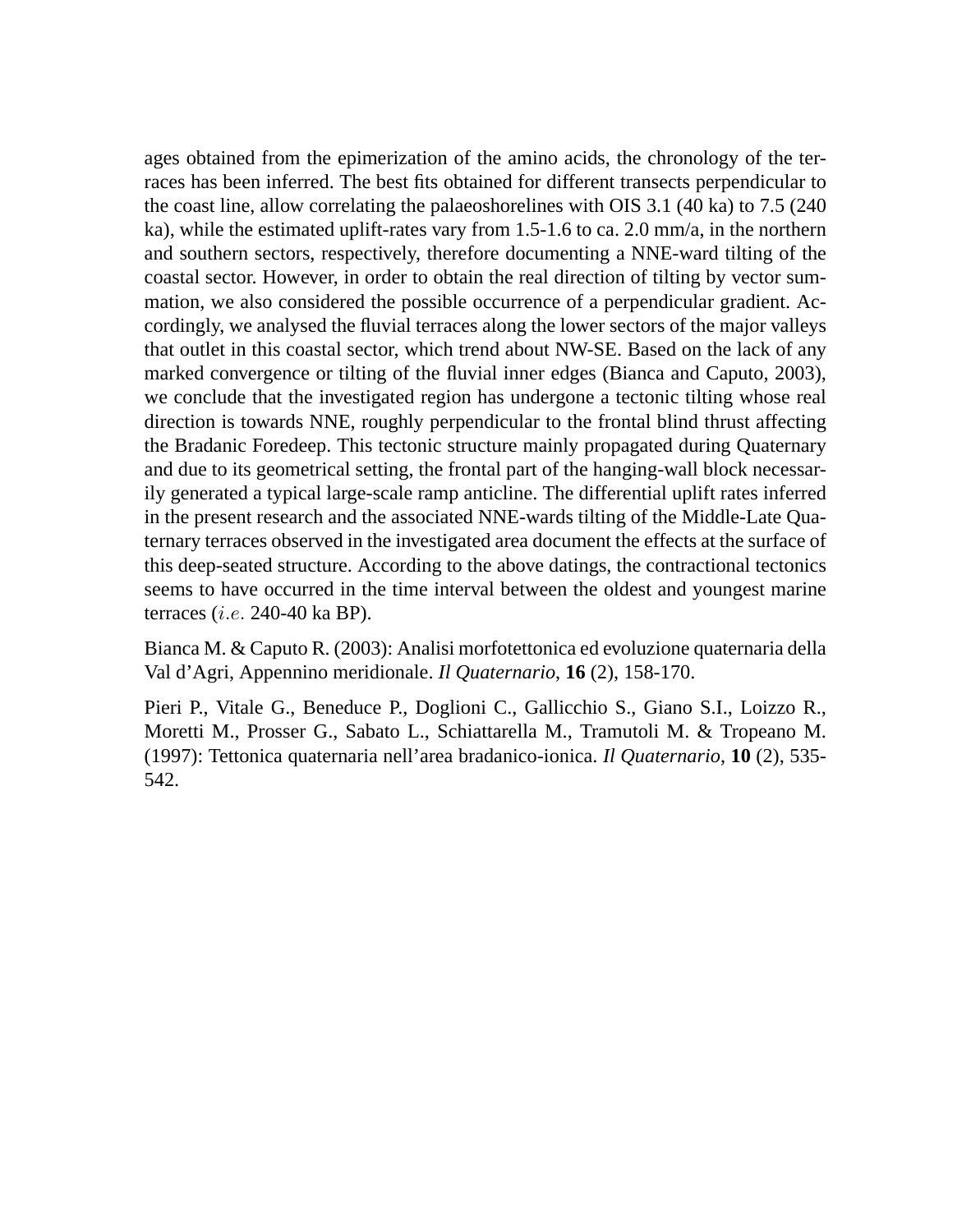ages obtained from the epimerization of the amino acids, the chronology of the terraces has been inferred. The best fits obtained for different transects perpendicular to the coast line, allow correlating the palaeoshorelines with OIS 3.1 (40 ka) to 7.5 (240 ka), while the estimated uplift-rates vary from 1.5-1.6 to ca. 2.0 mm/a, in the northern and southern sectors, respectively, therefore documenting a NNE-ward tilting of the coastal sector. However, in order to obtain the real direction of tilting by vector summation, we also considered the possible occurrence of a perpendicular gradient. Accordingly, we analysed the fluvial terraces along the lower sectors of the major valleys that outlet in this coastal sector, which trend about NW-SE. Based on the lack of any marked convergence or tilting of the fluvial inner edges (Bianca and Caputo, 2003), we conclude that the investigated region has undergone a tectonic tilting whose real direction is towards NNE, roughly perpendicular to the frontal blind thrust affecting the Bradanic Foredeep. This tectonic structure mainly propagated during Quaternary and due to its geometrical setting, the frontal part of the hanging-wall block necessarily generated a typical large-scale ramp anticline. The differential uplift rates inferred in the present research and the associated NNE-wards tilting of the Middle-Late Quaternary terraces observed in the investigated area document the effects at the surface of this deep-seated structure. According to the above datings, the contractional tectonics seems to have occurred in the time interval between the oldest and youngest marine terraces (*i.e.* 240-40 ka BP).

Bianca M. & Caputo R. (2003): Analisi morfotettonica ed evoluzione quaternaria della Val d'Agri, Appennino meridionale. *Il Quaternario*, **16** (2), 158-170.

Pieri P., Vitale G., Beneduce P., Doglioni C., Gallicchio S., Giano S.I., Loizzo R., Moretti M., Prosser G., Sabato L., Schiattarella M., Tramutoli M. & Tropeano M. (1997): Tettonica quaternaria nell'area bradanico-ionica. *Il Quaternario*, **10** (2), 535-542.